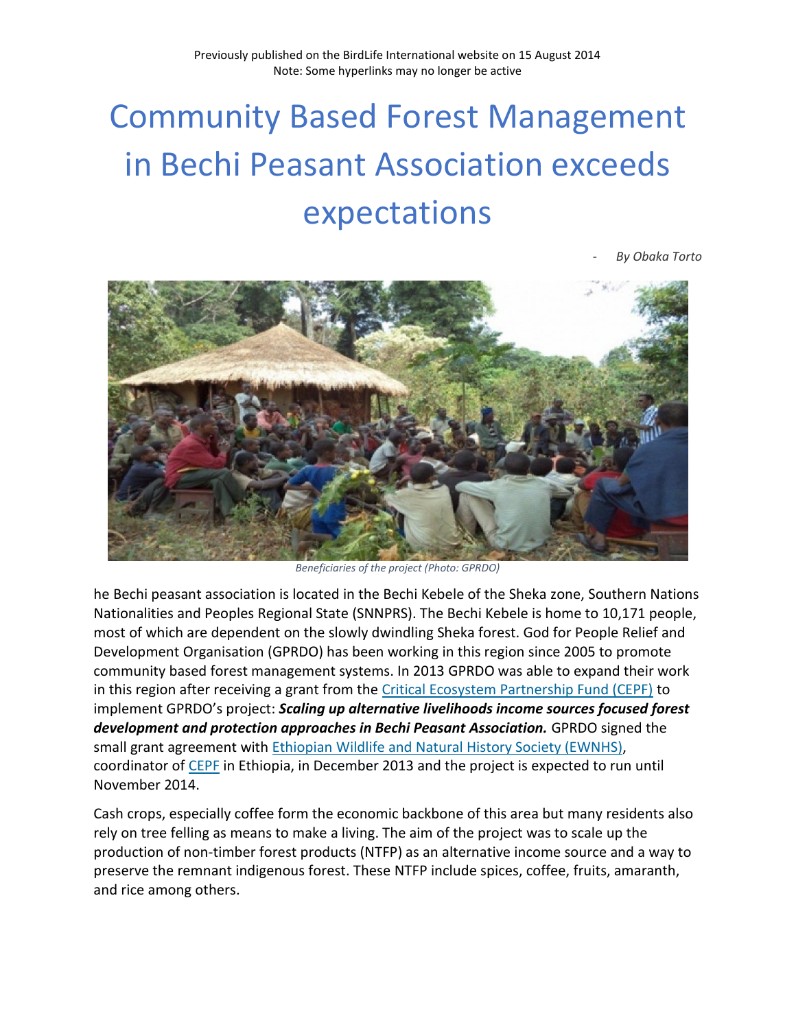Previously published on the BirdLife International website on 15 August 2014
Note: Some hyperlinks may no longer be active

# Community Based Forest Management in Bechi Peasant Association exceeds expectations

- *By Obaka Torto*

*Beneficiaries of the project (Photo: GPRDO)*

he Bechi peasant association is located in the Bechi Kebele of the Sheka zone, Southern Nations Nationalities and Peoples Regional State (SNNPRS). The Bechi Kebele is home to 10,171 people, most of which are dependent on the slowly dwindling Sheka forest. God for People Relief and Development Organisation (GPRDO) has been working in this region since 2005 to promote community based forest management systems. In 2013 GPRDO was able to expand their work in this region after receiving a grant from the Critical Ecosystem Partnership Fund (CEPF) to implement GPRDO's project: ***Scaling up alternative livelihoods income sources focused forest development and protection approaches in Bechi Peasant Association.*** GPRDO signed the small grant agreement with Ethiopian Wildlife and Natural History Society (EWNHS), coordinator of CEPF in Ethiopia, in December 2013 and the project is expected to run until November 2014.

Cash crops, especially coffee form the economic backbone of this area but many residents also rely on tree felling as means to make a living. The aim of the project was to scale up the production of non-timber forest products (NTFP) as an alternative income source and a way to preserve the remnant indigenous forest. These NTFP include spices, coffee, fruits, amaranth, and rice among others.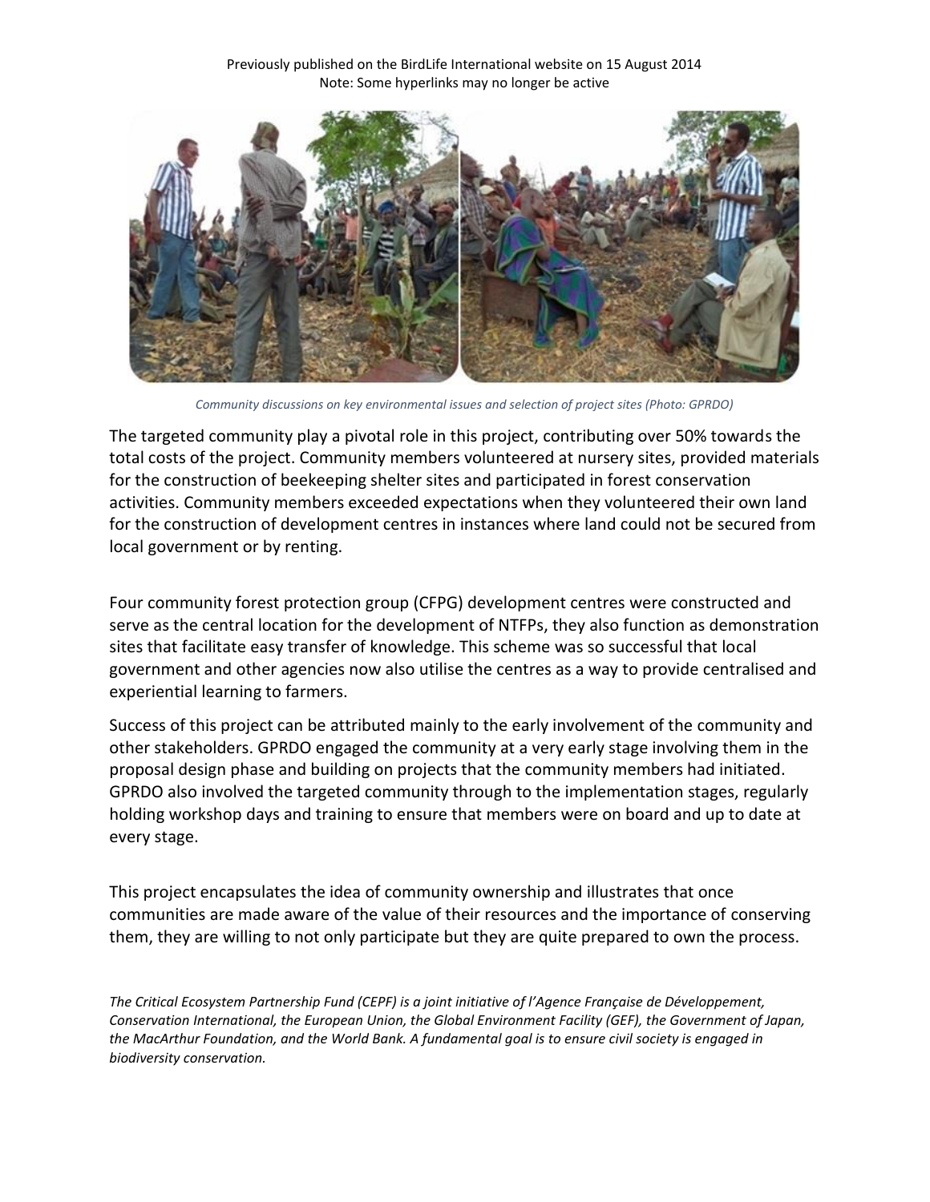Previously published on the BirdLife International website on 15 August 2014
Note: Some hyperlinks may no longer be active

*Community discussions on key environmental issues and selection of project sites (Photo: GPRDO)*

The targeted community play a pivotal role in this project, contributing over 50% towards the total costs of the project. Community members volunteered at nursery sites, provided materials for the construction of beekeeping shelter sites and participated in forest conservation activities. Community members exceeded expectations when they volunteered their own land for the construction of development centres in instances where land could not be secured from local government or by renting.

Four community forest protection group (CFPG) development centres were constructed and serve as the central location for the development of NTFPs, they also function as demonstration sites that facilitate easy transfer of knowledge. This scheme was so successful that local government and other agencies now also utilise the centres as a way to provide centralised and experiential learning to farmers.

Success of this project can be attributed mainly to the early involvement of the community and other stakeholders. GPRDO engaged the community at a very early stage involving them in the proposal design phase and building on projects that the community members had initiated. GPRDO also involved the targeted community through to the implementation stages, regularly holding workshop days and training to ensure that members were on board and up to date at every stage.

This project encapsulates the idea of community ownership and illustrates that once communities are made aware of the value of their resources and the importance of conserving them, they are willing to not only participate but they are quite prepared to own the process.

*The Critical Ecosystem Partnership Fund (CEPF) is a joint initiative of l'Agence Française de Développement, Conservation International, the European Union, the Global Environment Facility (GEF), the Government of Japan, the MacArthur Foundation, and the World Bank. A fundamental goal is to ensure civil society is engaged in biodiversity conservation.*